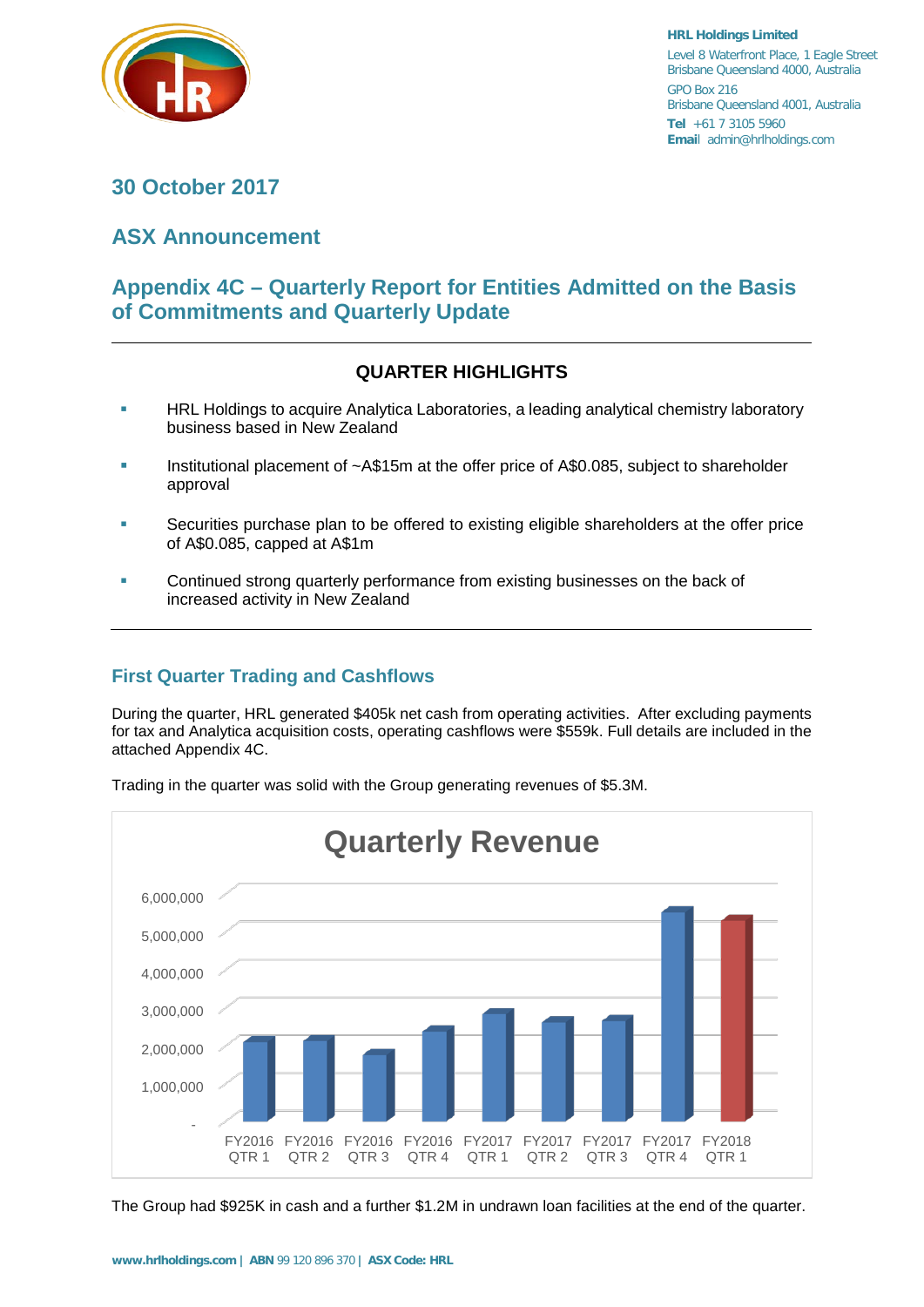HRL Holdings Limited
Level 8 Waterfront Place, 1 Eagle Street
Brisbane Queensland 4000, Australia
GPO Box 216
Brisbane Queensland 4001, Australia
**Tel** +61 7 3105 5960
**Email** admin@hrlholdings.com

## 30 October 2017

## ASX Announcement

## Appendix 4C – Quarterly Report for Entities Admitted on the Basis of Commitments and Quarterly Update

### QUARTER HIGHLIGHTS

- HRL Holdings to acquire Analytica Laboratories, a leading analytical chemistry laboratory business based in New Zealand
- Institutional placement of ~A$15m at the offer price of A$0.085, subject to shareholder approval
- Securities purchase plan to be offered to existing eligible shareholders at the offer price of A$0.085, capped at A$1m
- Continued strong quarterly performance from existing businesses on the back of increased activity in New Zealand

## First Quarter Trading and Cashflows

During the quarter, HRL generated $405k net cash from operating activities. After excluding payments for tax and Analytica acquisition costs, operating cashflows were $559k. Full details are included in the attached Appendix 4C.

Trading in the quarter was solid with the Group generating revenues of $5.3M.

**Quarterly Revenue**

| Quarter | Revenue (approx.) |
|---|---|
| FY2016 QTR 1 | ~2,100,000 |
| FY2016 QTR 2 | ~2,100,000 |
| FY2016 QTR 3 | ~1,750,000 |
| FY2016 QTR 4 | ~2,350,000 |
| FY2017 QTR 1 | ~2,800,000 |
| FY2017 QTR 2 | ~2,600,000 |
| FY2017 QTR 3 | ~2,650,000 |
| FY2017 QTR 4 | ~5,500,000 |
| FY2018 QTR 1 | ~5,300,000 |

The Group had $925K in cash and a further $1.2M in undrawn loan facilities at the end of the quarter.

www.hrlholdings.com | ABN 99 120 896 370 | ASX Code: HRL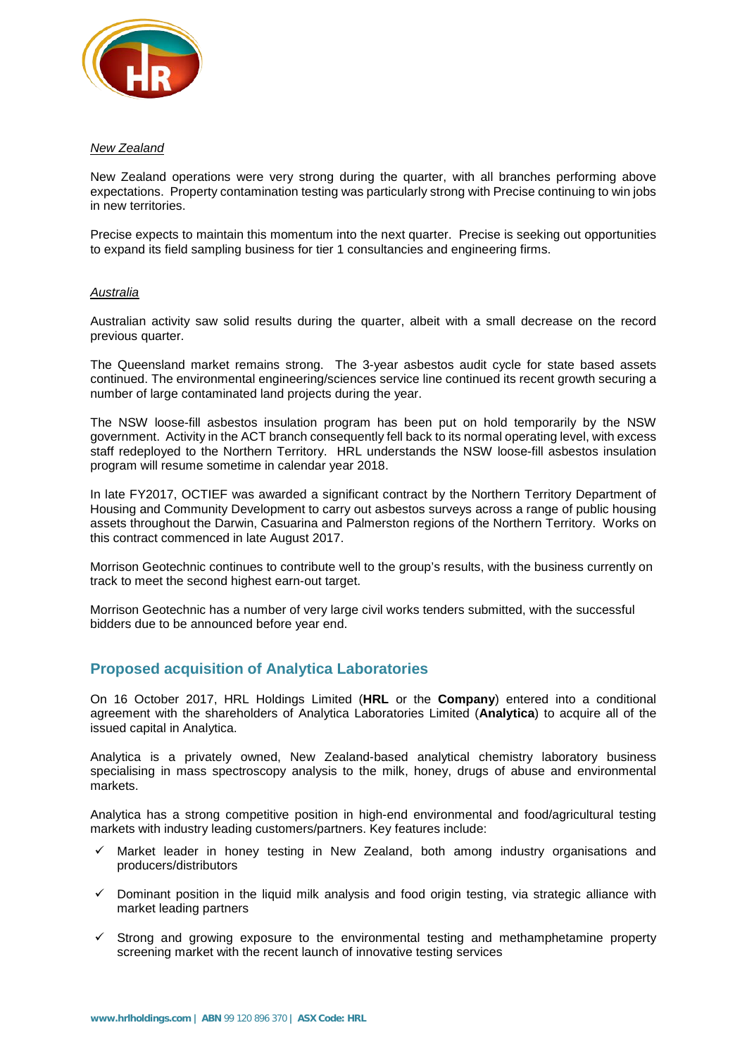*New Zealand*

New Zealand operations were very strong during the quarter, with all branches performing above expectations. Property contamination testing was particularly strong with Precise continuing to win jobs in new territories.

Precise expects to maintain this momentum into the next quarter. Precise is seeking out opportunities to expand its field sampling business for tier 1 consultancies and engineering firms.

*Australia*

Australian activity saw solid results during the quarter, albeit with a small decrease on the record previous quarter.

The Queensland market remains strong. The 3-year asbestos audit cycle for state based assets continued. The environmental engineering/sciences service line continued its recent growth securing a number of large contaminated land projects during the year.

The NSW loose-fill asbestos insulation program has been put on hold temporarily by the NSW government. Activity in the ACT branch consequently fell back to its normal operating level, with excess staff redeployed to the Northern Territory. HRL understands the NSW loose-fill asbestos insulation program will resume sometime in calendar year 2018.

In late FY2017, OCTIEF was awarded a significant contract by the Northern Territory Department of Housing and Community Development to carry out asbestos surveys across a range of public housing assets throughout the Darwin, Casuarina and Palmerston regions of the Northern Territory. Works on this contract commenced in late August 2017.

Morrison Geotechnic continues to contribute well to the group's results, with the business currently on track to meet the second highest earn-out target.

Morrison Geotechnic has a number of very large civil works tenders submitted, with the successful bidders due to be announced before year end.

## Proposed acquisition of Analytica Laboratories

On 16 October 2017, HRL Holdings Limited (**HRL** or the **Company**) entered into a conditional agreement with the shareholders of Analytica Laboratories Limited (**Analytica**) to acquire all of the issued capital in Analytica.

Analytica is a privately owned, New Zealand-based analytical chemistry laboratory business specialising in mass spectroscopy analysis to the milk, honey, drugs of abuse and environmental markets.

Analytica has a strong competitive position in high-end environmental and food/agricultural testing markets with industry leading customers/partners. Key features include:

- ✓ Market leader in honey testing in New Zealand, both among industry organisations and producers/distributors
- ✓ Dominant position in the liquid milk analysis and food origin testing, via strategic alliance with market leading partners
- ✓ Strong and growing exposure to the environmental testing and methamphetamine property screening market with the recent launch of innovative testing services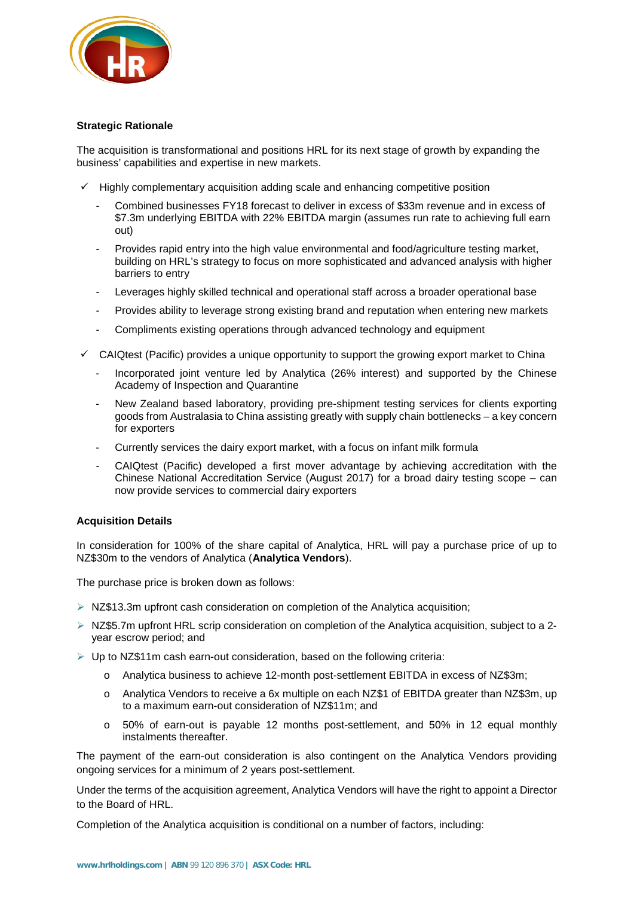**Strategic Rationale**

The acquisition is transformational and positions HRL for its next stage of growth by expanding the business' capabilities and expertise in new markets.

- ✓ Highly complementary acquisition adding scale and enhancing competitive position
  - Combined businesses FY18 forecast to deliver in excess of $33m revenue and in excess of $7.3m underlying EBITDA with 22% EBITDA margin (assumes run rate to achieving full earn out)
  - Provides rapid entry into the high value environmental and food/agriculture testing market, building on HRL's strategy to focus on more sophisticated and advanced analysis with higher barriers to entry
  - Leverages highly skilled technical and operational staff across a broader operational base
  - Provides ability to leverage strong existing brand and reputation when entering new markets
  - Compliments existing operations through advanced technology and equipment
- ✓ CAIQtest (Pacific) provides a unique opportunity to support the growing export market to China
  - Incorporated joint venture led by Analytica (26% interest) and supported by the Chinese Academy of Inspection and Quarantine
  - New Zealand based laboratory, providing pre-shipment testing services for clients exporting goods from Australasia to China assisting greatly with supply chain bottlenecks – a key concern for exporters
  - Currently services the dairy export market, with a focus on infant milk formula
  - CAIQtest (Pacific) developed a first mover advantage by achieving accreditation with the Chinese National Accreditation Service (August 2017) for a broad dairy testing scope – can now provide services to commercial dairy exporters

**Acquisition Details**

In consideration for 100% of the share capital of Analytica, HRL will pay a purchase price of up to NZ$30m to the vendors of Analytica (**Analytica Vendors**).

The purchase price is broken down as follows:

- NZ$13.3m upfront cash consideration on completion of the Analytica acquisition;
- NZ$5.7m upfront HRL scrip consideration on completion of the Analytica acquisition, subject to a 2-year escrow period; and
- Up to NZ$11m cash earn-out consideration, based on the following criteria:
  - Analytica business to achieve 12-month post-settlement EBITDA in excess of NZ$3m;
  - Analytica Vendors to receive a 6x multiple on each NZ$1 of EBITDA greater than NZ$3m, up to a maximum earn-out consideration of NZ$11m; and
  - 50% of earn-out is payable 12 months post-settlement, and 50% in 12 equal monthly instalments thereafter.

The payment of the earn-out consideration is also contingent on the Analytica Vendors providing ongoing services for a minimum of 2 years post-settlement.

Under the terms of the acquisition agreement, Analytica Vendors will have the right to appoint a Director to the Board of HRL.

Completion of the Analytica acquisition is conditional on a number of factors, including: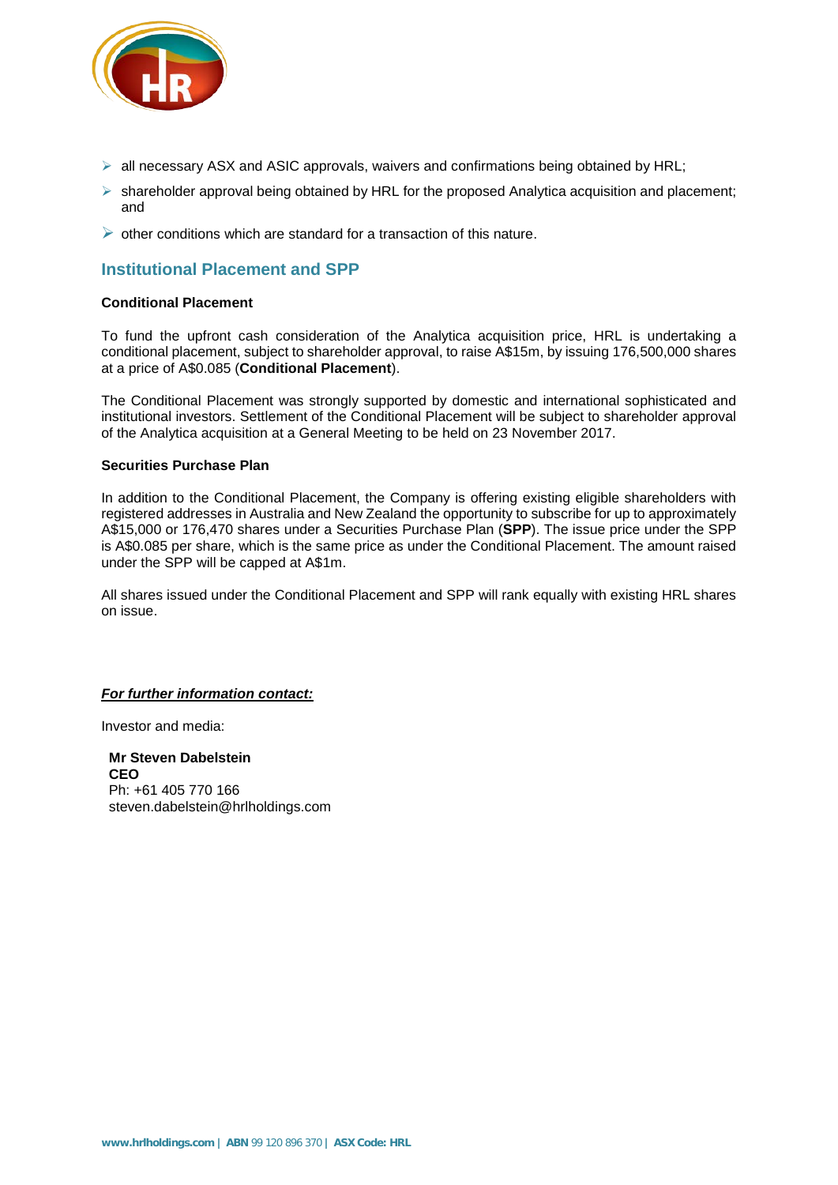- all necessary ASX and ASIC approvals, waivers and confirmations being obtained by HRL;
- shareholder approval being obtained by HRL for the proposed Analytica acquisition and placement; and
- other conditions which are standard for a transaction of this nature.

## Institutional Placement and SPP

**Conditional Placement**

To fund the upfront cash consideration of the Analytica acquisition price, HRL is undertaking a conditional placement, subject to shareholder approval, to raise A$15m, by issuing 176,500,000 shares at a price of A$0.085 (**Conditional Placement**).

The Conditional Placement was strongly supported by domestic and international sophisticated and institutional investors. Settlement of the Conditional Placement will be subject to shareholder approval of the Analytica acquisition at a General Meeting to be held on 23 November 2017.

**Securities Purchase Plan**

In addition to the Conditional Placement, the Company is offering existing eligible shareholders with registered addresses in Australia and New Zealand the opportunity to subscribe for up to approximately A$15,000 or 176,470 shares under a Securities Purchase Plan (**SPP**). The issue price under the SPP is A$0.085 per share, which is the same price as under the Conditional Placement. The amount raised under the SPP will be capped at A$1m.

All shares issued under the Conditional Placement and SPP will rank equally with existing HRL shares on issue.

***For further information contact:***

Investor and media:

**Mr Steven Dabelstein**
**CEO**
Ph: +61 405 770 166
steven.dabelstein@hrlholdings.com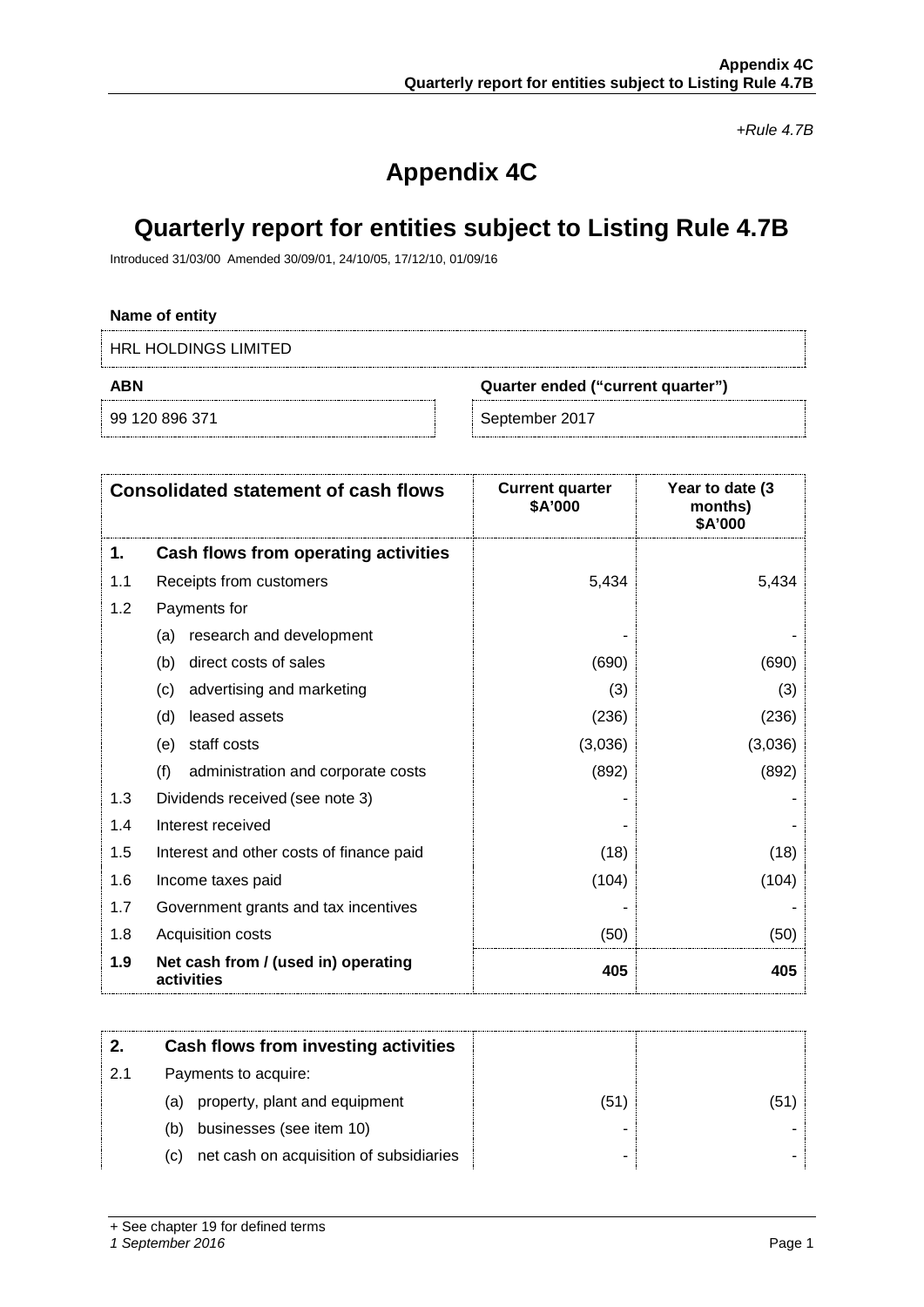*+Rule 4.7B*

# Appendix 4C

# Quarterly report for entities subject to Listing Rule 4.7B

Introduced 31/03/00 Amended 30/09/01, 24/10/05, 17/12/10, 01/09/16

**Name of entity**

HRL HOLDINGS LIMITED

| ABN | Quarter ended ("current quarter") |
|---|---|
| 99 120 896 371 | September 2017 |

| Consolidated statement of cash flows | | Current quarter $A'000 | Year to date (3 months) $A'000 |
|---|---|---|---|
| **1.** | **Cash flows from operating activities** | | |
| 1.1 | Receipts from customers | 5,434 | 5,434 |
| 1.2 | Payments for | | |
| | (a) research and development | - | - |
| | (b) direct costs of sales | (690) | (690) |
| | (c) advertising and marketing | (3) | (3) |
| | (d) leased assets | (236) | (236) |
| | (e) staff costs | (3,036) | (3,036) |
| | (f) administration and corporate costs | (892) | (892) |
| 1.3 | Dividends received (see note 3) | - | - |
| 1.4 | Interest received | - | - |
| 1.5 | Interest and other costs of finance paid | (18) | (18) |
| 1.6 | Income taxes paid | (104) | (104) |
| 1.7 | Government grants and tax incentives | - | - |
| 1.8 | Acquisition costs | (50) | (50) |
| **1.9** | **Net cash from / (used in) operating activities** | **405** | **405** |

| | | | |
|---|---|---|---|
| **2.** | **Cash flows from investing activities** | | |
| 2.1 | Payments to acquire: | | |
| | (a) property, plant and equipment | (51) | (51) |
| | (b) businesses (see item 10) | - | - |
| | (c) net cash on acquisition of subsidiaries | - | - |

+ See chapter 19 for defined terms
*1 September 2016*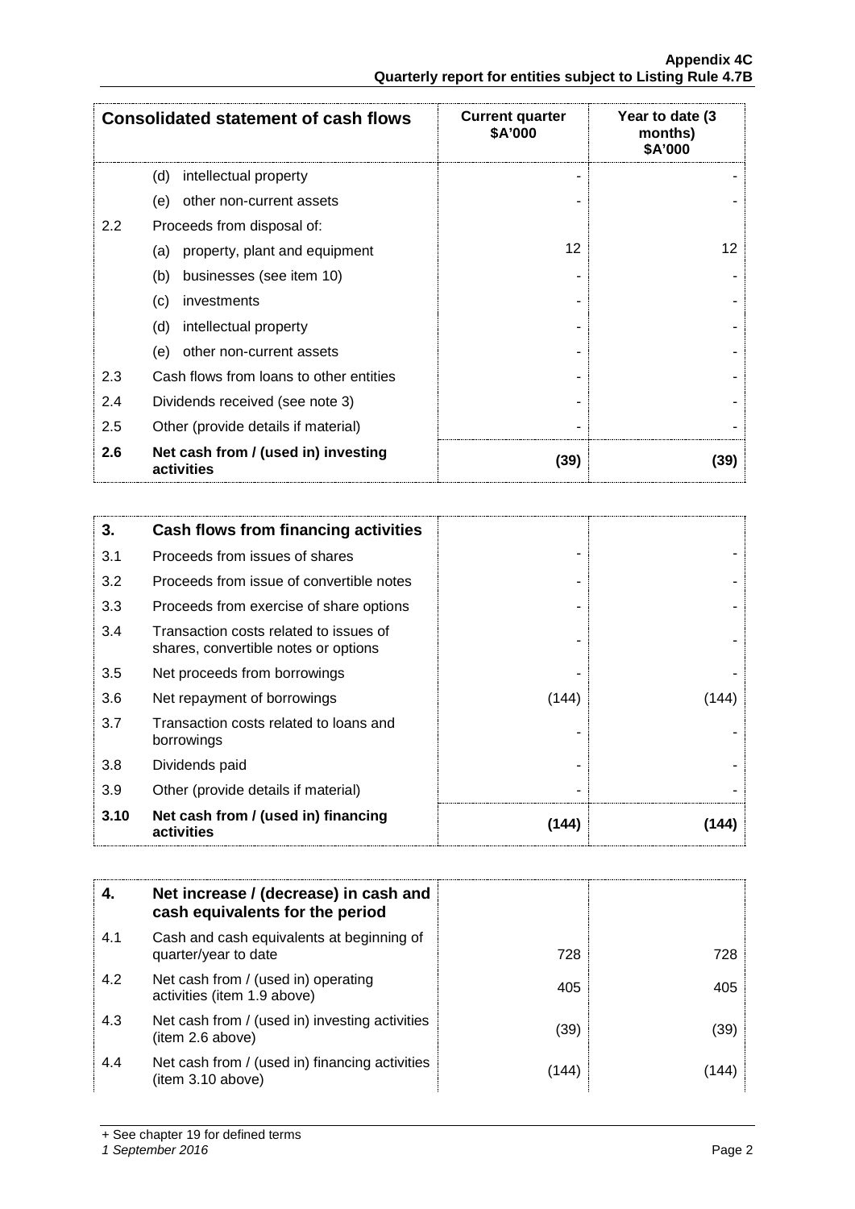| Consolidated statement of cash flows | | Current quarter $A'000 | Year to date (3 months) $A'000 |
|---|---|---|---|
| | (d) intellectual property | - | - |
| | (e) other non-current assets | - | - |
| 2.2 | Proceeds from disposal of: | | |
| | (a) property, plant and equipment | 12 | 12 |
| | (b) businesses (see item 10) | - | - |
| | (c) investments | - | - |
| | (d) intellectual property | - | - |
| | (e) other non-current assets | - | - |
| 2.3 | Cash flows from loans to other entities | - | - |
| 2.4 | Dividends received (see note 3) | - | - |
| 2.5 | Other (provide details if material) | - | - |
| **2.6** | **Net cash from / (used in) investing activities** | **(39)** | **(39)** |

| 3. | Cash flows from financing activities | | |
|---|---|---|---|
| 3.1 | Proceeds from issues of shares | - | - |
| 3.2 | Proceeds from issue of convertible notes | - | - |
| 3.3 | Proceeds from exercise of share options | - | - |
| 3.4 | Transaction costs related to issues of shares, convertible notes or options | - | - |
| 3.5 | Net proceeds from borrowings | - | - |
| 3.6 | Net repayment of borrowings | (144) | (144) |
| 3.7 | Transaction costs related to loans and borrowings | - | - |
| 3.8 | Dividends paid | - | - |
| 3.9 | Other (provide details if material) | - | - |
| **3.10** | **Net cash from / (used in) financing activities** | **(144)** | **(144)** |

| 4. | Net increase / (decrease) in cash and cash equivalents for the period | | |
|---|---|---|---|
| 4.1 | Cash and cash equivalents at beginning of quarter/year to date | 728 | 728 |
| 4.2 | Net cash from / (used in) operating activities (item 1.9 above) | 405 | 405 |
| 4.3 | Net cash from / (used in) investing activities (item 2.6 above) | (39) | (39) |
| 4.4 | Net cash from / (used in) financing activities (item 3.10 above) | (144) | (144) |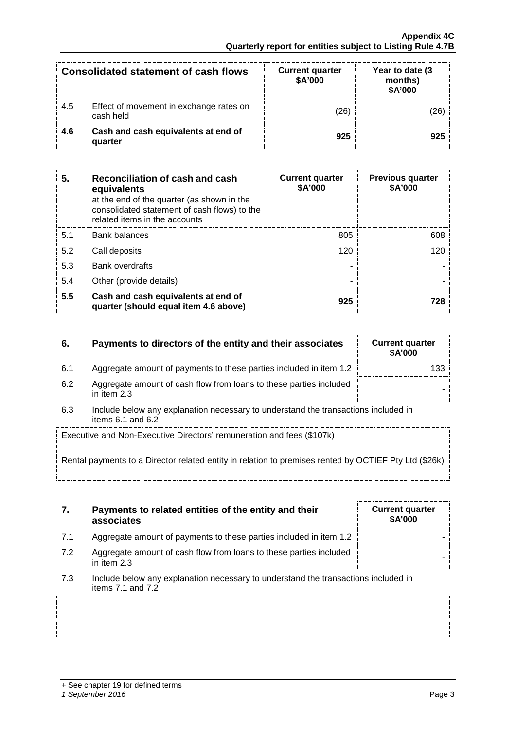| Consolidated statement of cash flows | | Current quarter $A'000 | Year to date (3 months) $A'000 |
|---|---|---|---|
| 4.5 | Effect of movement in exchange rates on cash held | (26) | (26) |
| **4.6** | **Cash and cash equivalents at end of quarter** | **925** | **925** |

| 5. | Reconciliation of cash and cash equivalents at the end of the quarter (as shown in the consolidated statement of cash flows) to the related items in the accounts | Current quarter $A'000 | Previous quarter $A'000 |
|---|---|---|---|
| 5.1 | Bank balances | 805 | 608 |
| 5.2 | Call deposits | 120 | 120 |
| 5.3 | Bank overdrafts | - | - |
| 5.4 | Other (provide details) | - | - |
| **5.5** | **Cash and cash equivalents at end of quarter (should equal item 4.6 above)** | **925** | **728** |

| 6. | Payments to directors of the entity and their associates | Current quarter $A'000 |
|---|---|---|
| 6.1 | Aggregate amount of payments to these parties included in item 1.2 | 133 |
| 6.2 | Aggregate amount of cash flow from loans to these parties included in item 2.3 | - |

6.3 Include below any explanation necessary to understand the transactions included in items 6.1 and 6.2

Executive and Non-Executive Directors' remuneration and fees ($107k)

Rental payments to a Director related entity in relation to premises rented by OCTIEF Pty Ltd ($26k)

| 7. | Payments to related entities of the entity and their associates | Current quarter $A'000 |
|---|---|---|
| 7.1 | Aggregate amount of payments to these parties included in item 1.2 | - |
| 7.2 | Aggregate amount of cash flow from loans to these parties included in item 2.3 | - |

7.3 Include below any explanation necessary to understand the transactions included in items 7.1 and 7.2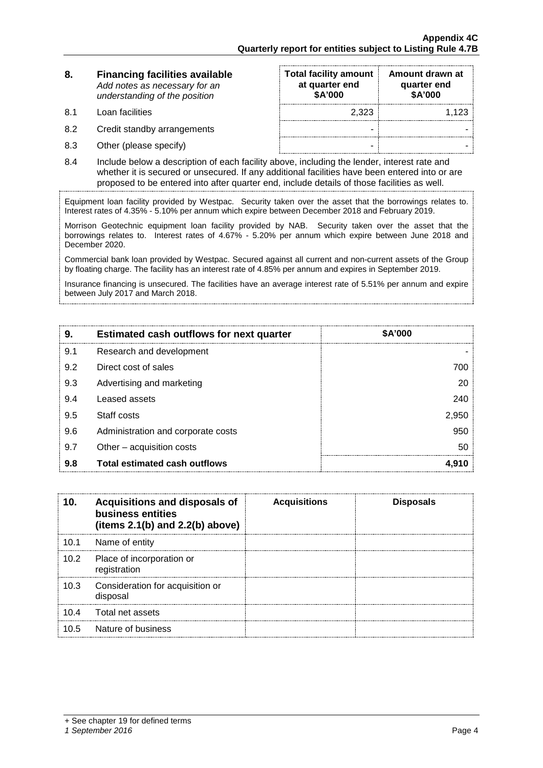| 8. | **Financing facilities available** *Add notes as necessary for an understanding of the position* | **Total facility amount at quarter end \$A'000** | **Amount drawn at quarter end \$A'000** |
|---|---|---|---|
| 8.1 | Loan facilities | 2,323 | 1,123 |
| 8.2 | Credit standby arrangements | - | - |
| 8.3 | Other (please specify) | - | - |

8.4 Include below a description of each facility above, including the lender, interest rate and whether it is secured or unsecured. If any additional facilities have been entered into or are proposed to be entered into after quarter end, include details of those facilities as well.

Equipment loan facility provided by Westpac. Security taken over the asset that the borrowings relates to. Interest rates of 4.35% - 5.10% per annum which expire between December 2018 and February 2019.

Morrison Geotechnic equipment loan facility provided by NAB. Security taken over the asset that the borrowings relates to. Interest rates of 4.67% - 5.20% per annum which expire between June 2018 and December 2020.

Commercial bank loan provided by Westpac. Secured against all current and non-current assets of the Group by floating charge. The facility has an interest rate of 4.85% per annum and expires in September 2019.

Insurance financing is unsecured. The facilities have an average interest rate of 5.51% per annum and expire between July 2017 and March 2018.

| 9. | **Estimated cash outflows for next quarter** | **\$A'000** |
|---|---|---|
| 9.1 | Research and development | - |
| 9.2 | Direct cost of sales | 700 |
| 9.3 | Advertising and marketing | 20 |
| 9.4 | Leased assets | 240 |
| 9.5 | Staff costs | 2,950 |
| 9.6 | Administration and corporate costs | 950 |
| 9.7 | Other – acquisition costs | 50 |
| **9.8** | **Total estimated cash outflows** | **4,910** |

| 10. | **Acquisitions and disposals of business entities (items 2.1(b) and 2.2(b) above)** | **Acquisitions** | **Disposals** |
|---|---|---|---|
| 10.1 | Name of entity | | |
| 10.2 | Place of incorporation or registration | | |
| 10.3 | Consideration for acquisition or disposal | | |
| 10.4 | Total net assets | | |
| 10.5 | Nature of business | | |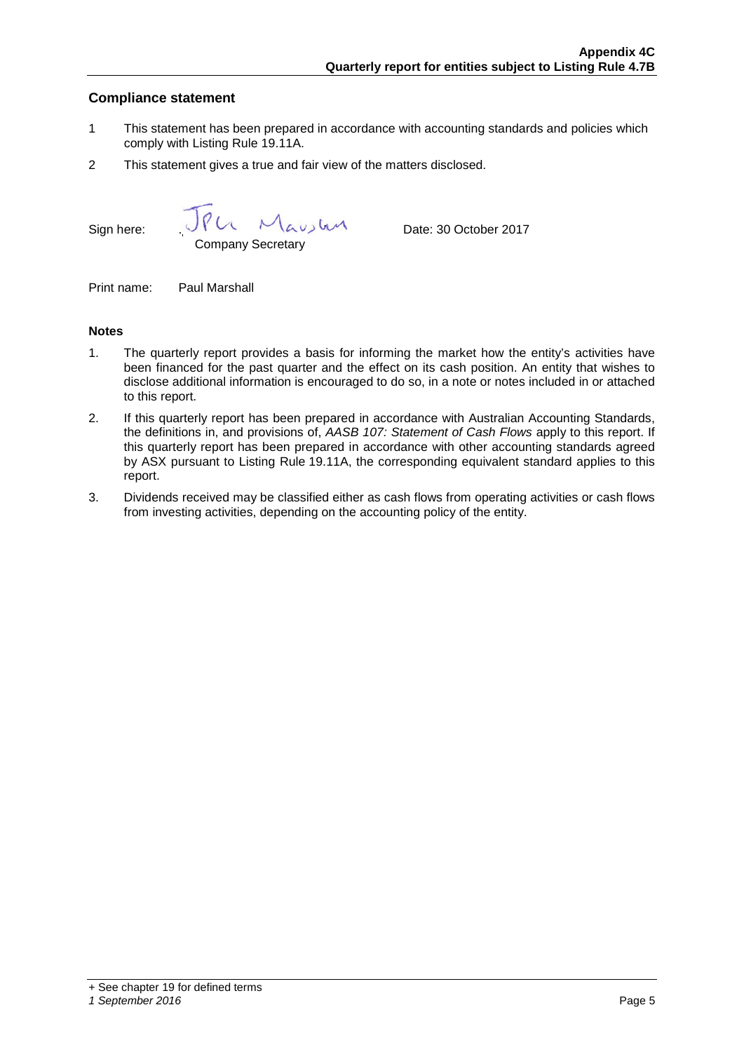## Compliance statement

1. This statement has been prepared in accordance with accounting standards and policies which comply with Listing Rule 19.11A.
2. This statement gives a true and fair view of the matters disclosed.

Sign here: ............................................ Date: 30 October 2017
Company Secretary

Print name: Paul Marshall

### Notes

1. The quarterly report provides a basis for informing the market how the entity's activities have been financed for the past quarter and the effect on its cash position. An entity that wishes to disclose additional information is encouraged to do so, in a note or notes included in or attached to this report.
2. If this quarterly report has been prepared in accordance with Australian Accounting Standards, the definitions in, and provisions of, *AASB 107: Statement of Cash Flows* apply to this report. If this quarterly report has been prepared in accordance with other accounting standards agreed by ASX pursuant to Listing Rule 19.11A, the corresponding equivalent standard applies to this report.
3. Dividends received may be classified either as cash flows from operating activities or cash flows from investing activities, depending on the accounting policy of the entity.